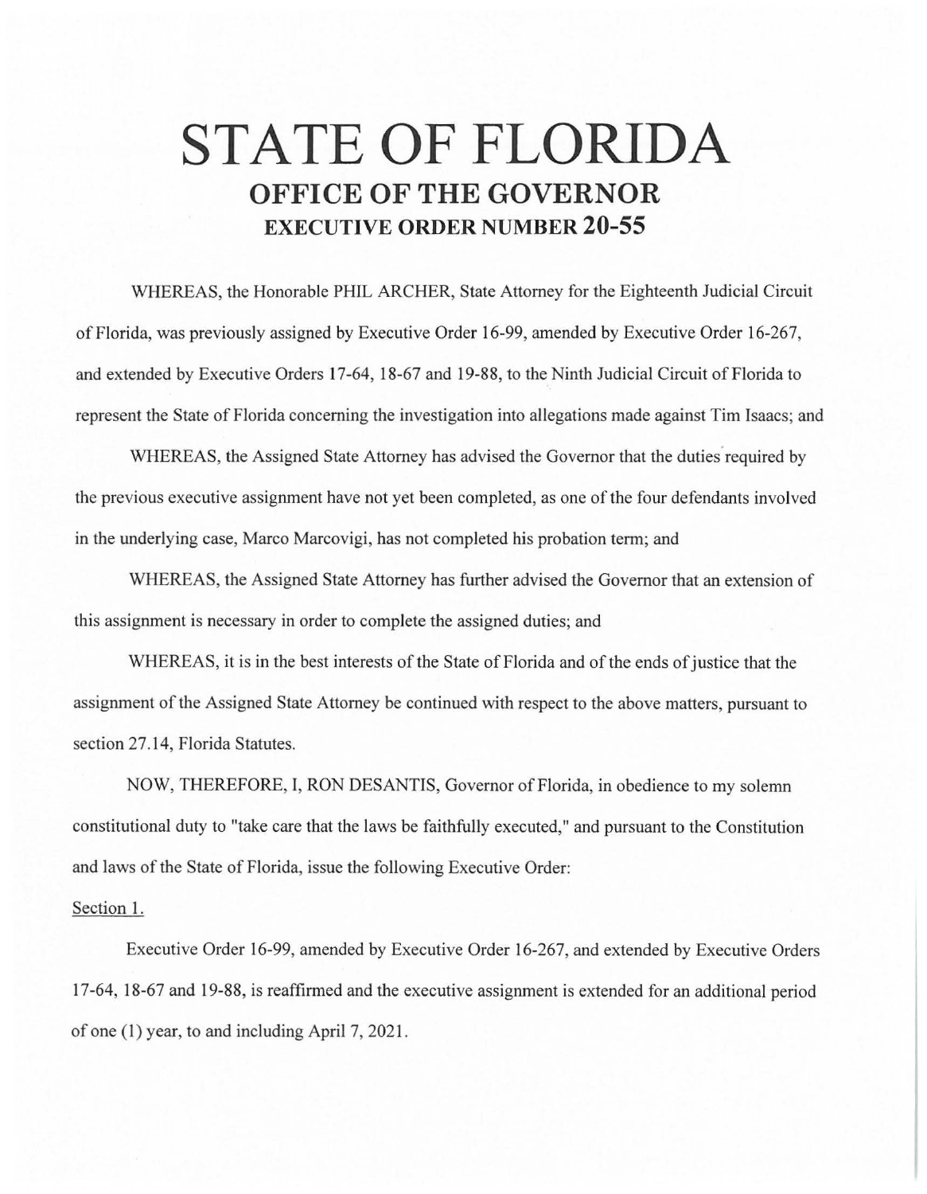# STATE OF FLORIDA

## OFFICE OF THE GOVERNOR

### EXECUTIVE ORDER NUMBER 20-55

WHEREAS, the Honorable PHIL ARCHER, State Attorney for the Eighteenth Judicial Circuit of Florida, was previously assigned by Executive Order 16-99, amended by Executive Order 16-267, and extended by Executive Orders 17-64, 18-67 and 19-88, to the Ninth Judicial Circuit of Florida to represent the State of Florida concerning the investigation into allegations made against Tim Isaacs; and

WHEREAS, the Assigned State Attorney has advised the Governor that the duties required by the previous executive assignment have not yet been completed, as one of the four defendants involved in the underlying case, Marco Marcovigi, has not completed his probation term; and

WHEREAS, the Assigned State Attorney has further advised the Governor that an extension of this assignment is necessary in order to complete the assigned duties; and

WHEREAS, it is in the best interests of the State of Florida and of the ends of justice that the assignment of the Assigned State Attorney be continued with respect to the above matters, pursuant to section 27.14, Florida Statutes.

NOW, THEREFORE, I, RON DESANTIS, Governor of Florida, in obedience to my solemn constitutional duty to "take care that the laws be faithfully executed," and pursuant to the Constitution and laws of the State of Florida, issue the following Executive Order:

Section 1.

Executive Order 16-99, amended by Executive Order 16-267, and extended by Executive Orders 17-64, 18-67 and 19-88, is reaffirmed and the executive assignment is extended for an additional period of one (1) year, to and including April 7, 2021.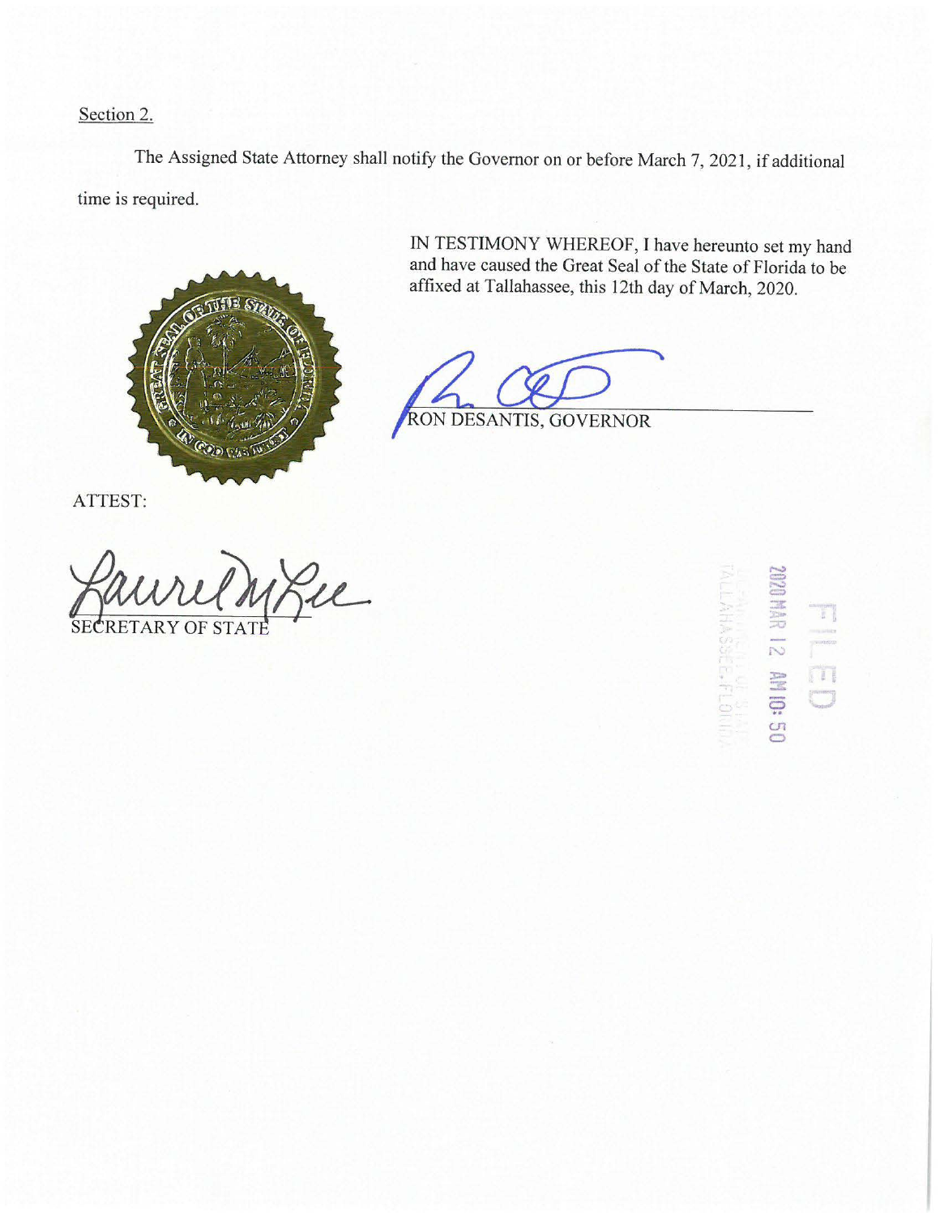Section 2.

The Assigned State Attorney shall notify the Governor on or before March 7, 2021, if additional time is required.

IN TESTIMONY WHEREOF, I have hereunto set my hand and have caused the Great Seal of the State of Florida to be affixed at Tallahassee, this 12th day of March, 2020.

RON DESANTIS, GOVERNOR

ATTEST:

SECRETARY OF STATE

FILED

2020 MAR 12 AM 10: 50

DEPARTMENT OF STATE
TALLAHASSEE, FLORIDA